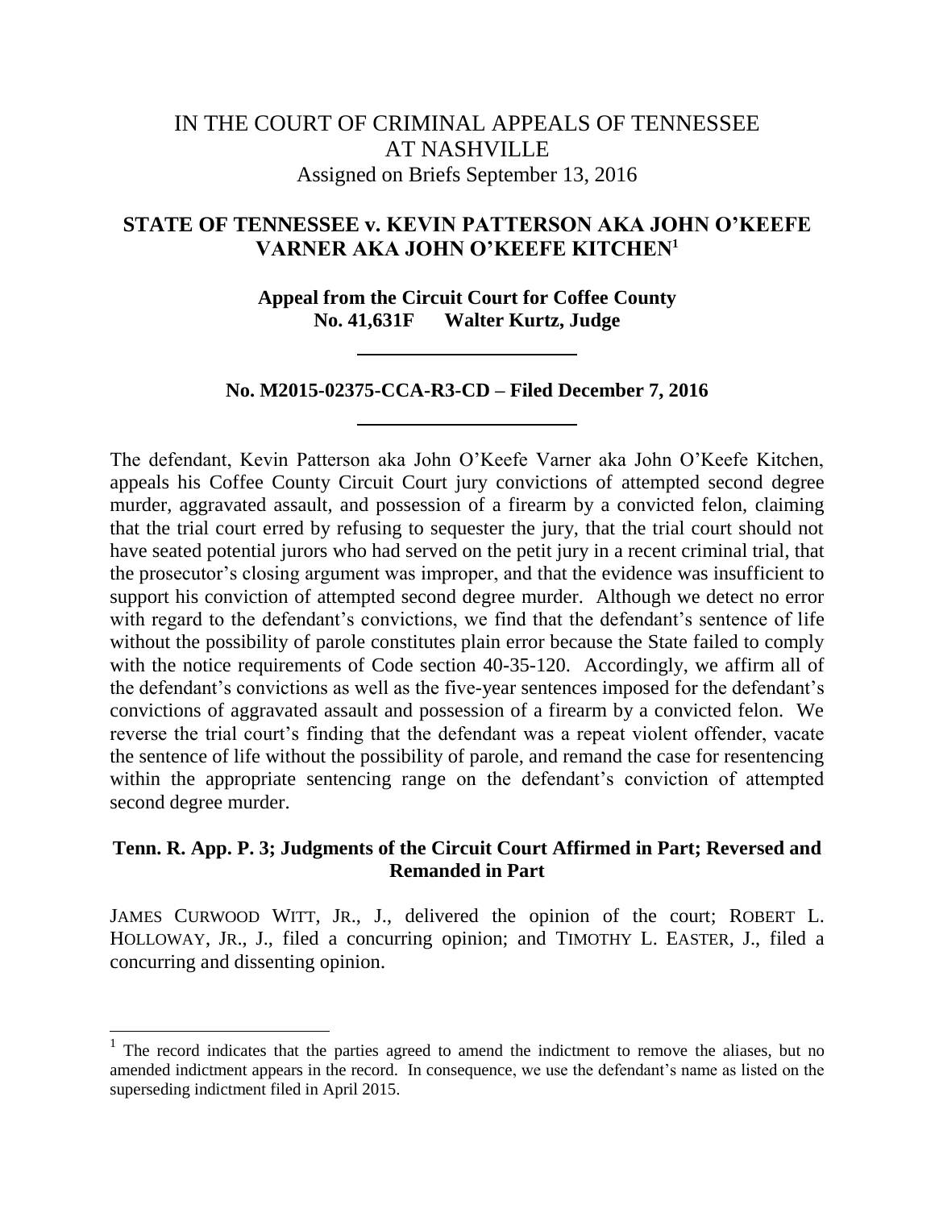# IN THE COURT OF CRIMINAL APPEALS OF TENNESSEE AT NASHVILLE

Assigned on Briefs September 13, 2016

## STATE OF TENNESSEE v. KEVIN PATTERSON AKA JOHN O'KEEFE VARNER AKA JOHN O'KEEFE KITCHEN[1]

**Appeal from the Circuit Court for Coffee County**
**No. 41,631F Walter Kurtz, Judge**

---

**No. M2015-02375-CCA-R3-CD – Filed December 7, 2016**

---

The defendant, Kevin Patterson aka John O'Keefe Varner aka John O'Keefe Kitchen, appeals his Coffee County Circuit Court jury convictions of attempted second degree murder, aggravated assault, and possession of a firearm by a convicted felon, claiming that the trial court erred by refusing to sequester the jury, that the trial court should not have seated potential jurors who had served on the petit jury in a recent criminal trial, that the prosecutor's closing argument was improper, and that the evidence was insufficient to support his conviction of attempted second degree murder. Although we detect no error with regard to the defendant's convictions, we find that the defendant's sentence of life without the possibility of parole constitutes plain error because the State failed to comply with the notice requirements of Code section 40-35-120. Accordingly, we affirm all of the defendant's convictions as well as the five-year sentences imposed for the defendant's convictions of aggravated assault and possession of a firearm by a convicted felon. We reverse the trial court's finding that the defendant was a repeat violent offender, vacate the sentence of life without the possibility of parole, and remand the case for resentencing within the appropriate sentencing range on the defendant's conviction of attempted second degree murder.

**Tenn. R. App. P. 3; Judgments of the Circuit Court Affirmed in Part; Reversed and Remanded in Part**

JAMES CURWOOD WITT, JR., J., delivered the opinion of the court; ROBERT L. HOLLOWAY, JR., J., filed a concurring opinion; and TIMOTHY L. EASTER, J., filed a concurring and dissenting opinion.

---

[1] The record indicates that the parties agreed to amend the indictment to remove the aliases, but no amended indictment appears in the record. In consequence, we use the defendant's name as listed on the superseding indictment filed in April 2015.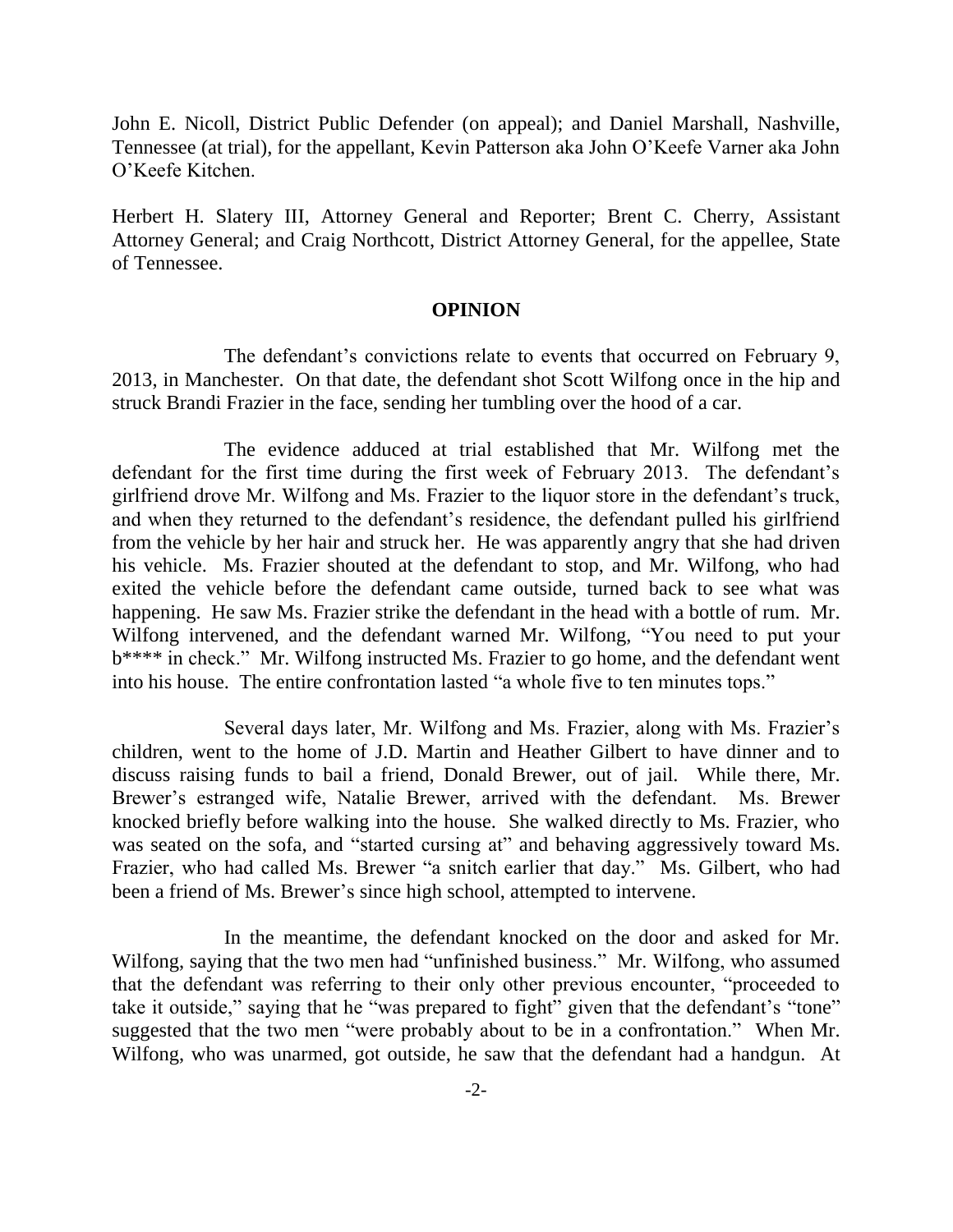John E. Nicoll, District Public Defender (on appeal); and Daniel Marshall, Nashville, Tennessee (at trial), for the appellant, Kevin Patterson aka John O'Keefe Varner aka John O'Keefe Kitchen.

Herbert H. Slatery III, Attorney General and Reporter; Brent C. Cherry, Assistant Attorney General; and Craig Northcott, District Attorney General, for the appellee, State of Tennessee.

## OPINION

The defendant's convictions relate to events that occurred on February 9, 2013, in Manchester. On that date, the defendant shot Scott Wilfong once in the hip and struck Brandi Frazier in the face, sending her tumbling over the hood of a car.

The evidence adduced at trial established that Mr. Wilfong met the defendant for the first time during the first week of February 2013. The defendant's girlfriend drove Mr. Wilfong and Ms. Frazier to the liquor store in the defendant's truck, and when they returned to the defendant's residence, the defendant pulled his girlfriend from the vehicle by her hair and struck her. He was apparently angry that she had driven his vehicle. Ms. Frazier shouted at the defendant to stop, and Mr. Wilfong, who had exited the vehicle before the defendant came outside, turned back to see what was happening. He saw Ms. Frazier strike the defendant in the head with a bottle of rum. Mr. Wilfong intervened, and the defendant warned Mr. Wilfong, "You need to put your b**** in check." Mr. Wilfong instructed Ms. Frazier to go home, and the defendant went into his house. The entire confrontation lasted "a whole five to ten minutes tops."

Several days later, Mr. Wilfong and Ms. Frazier, along with Ms. Frazier's children, went to the home of J.D. Martin and Heather Gilbert to have dinner and to discuss raising funds to bail a friend, Donald Brewer, out of jail. While there, Mr. Brewer's estranged wife, Natalie Brewer, arrived with the defendant. Ms. Brewer knocked briefly before walking into the house. She walked directly to Ms. Frazier, who was seated on the sofa, and "started cursing at" and behaving aggressively toward Ms. Frazier, who had called Ms. Brewer "a snitch earlier that day." Ms. Gilbert, who had been a friend of Ms. Brewer's since high school, attempted to intervene.

In the meantime, the defendant knocked on the door and asked for Mr. Wilfong, saying that the two men had "unfinished business." Mr. Wilfong, who assumed that the defendant was referring to their only other previous encounter, "proceeded to take it outside," saying that he "was prepared to fight" given that the defendant's "tone" suggested that the two men "were probably about to be in a confrontation." When Mr. Wilfong, who was unarmed, got outside, he saw that the defendant had a handgun. At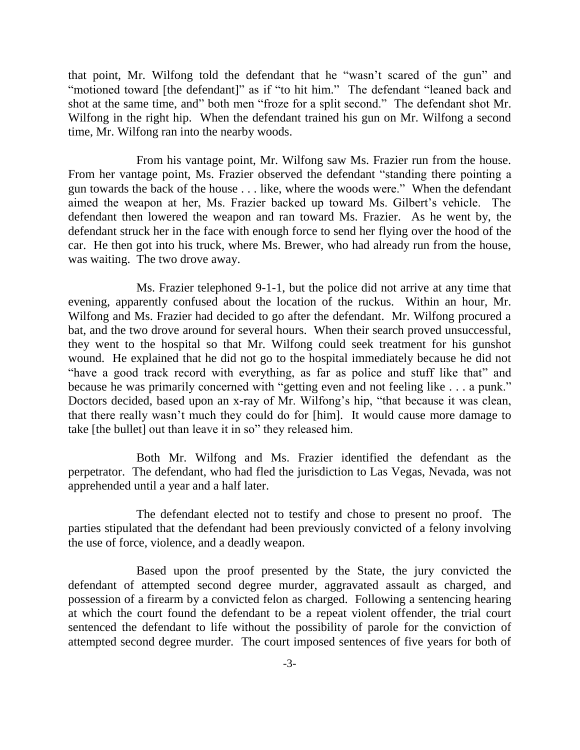that point, Mr. Wilfong told the defendant that he "wasn't scared of the gun" and "motioned toward [the defendant]" as if "to hit him." The defendant "leaned back and shot at the same time, and" both men "froze for a split second." The defendant shot Mr. Wilfong in the right hip. When the defendant trained his gun on Mr. Wilfong a second time, Mr. Wilfong ran into the nearby woods.

From his vantage point, Mr. Wilfong saw Ms. Frazier run from the house. From her vantage point, Ms. Frazier observed the defendant "standing there pointing a gun towards the back of the house . . . like, where the woods were." When the defendant aimed the weapon at her, Ms. Frazier backed up toward Ms. Gilbert's vehicle. The defendant then lowered the weapon and ran toward Ms. Frazier. As he went by, the defendant struck her in the face with enough force to send her flying over the hood of the car. He then got into his truck, where Ms. Brewer, who had already run from the house, was waiting. The two drove away.

Ms. Frazier telephoned 9-1-1, but the police did not arrive at any time that evening, apparently confused about the location of the ruckus. Within an hour, Mr. Wilfong and Ms. Frazier had decided to go after the defendant. Mr. Wilfong procured a bat, and the two drove around for several hours. When their search proved unsuccessful, they went to the hospital so that Mr. Wilfong could seek treatment for his gunshot wound. He explained that he did not go to the hospital immediately because he did not "have a good track record with everything, as far as police and stuff like that" and because he was primarily concerned with "getting even and not feeling like . . . a punk." Doctors decided, based upon an x-ray of Mr. Wilfong's hip, "that because it was clean, that there really wasn't much they could do for [him]. It would cause more damage to take [the bullet] out than leave it in so" they released him.

Both Mr. Wilfong and Ms. Frazier identified the defendant as the perpetrator. The defendant, who had fled the jurisdiction to Las Vegas, Nevada, was not apprehended until a year and a half later.

The defendant elected not to testify and chose to present no proof. The parties stipulated that the defendant had been previously convicted of a felony involving the use of force, violence, and a deadly weapon.

Based upon the proof presented by the State, the jury convicted the defendant of attempted second degree murder, aggravated assault as charged, and possession of a firearm by a convicted felon as charged. Following a sentencing hearing at which the court found the defendant to be a repeat violent offender, the trial court sentenced the defendant to life without the possibility of parole for the conviction of attempted second degree murder. The court imposed sentences of five years for both of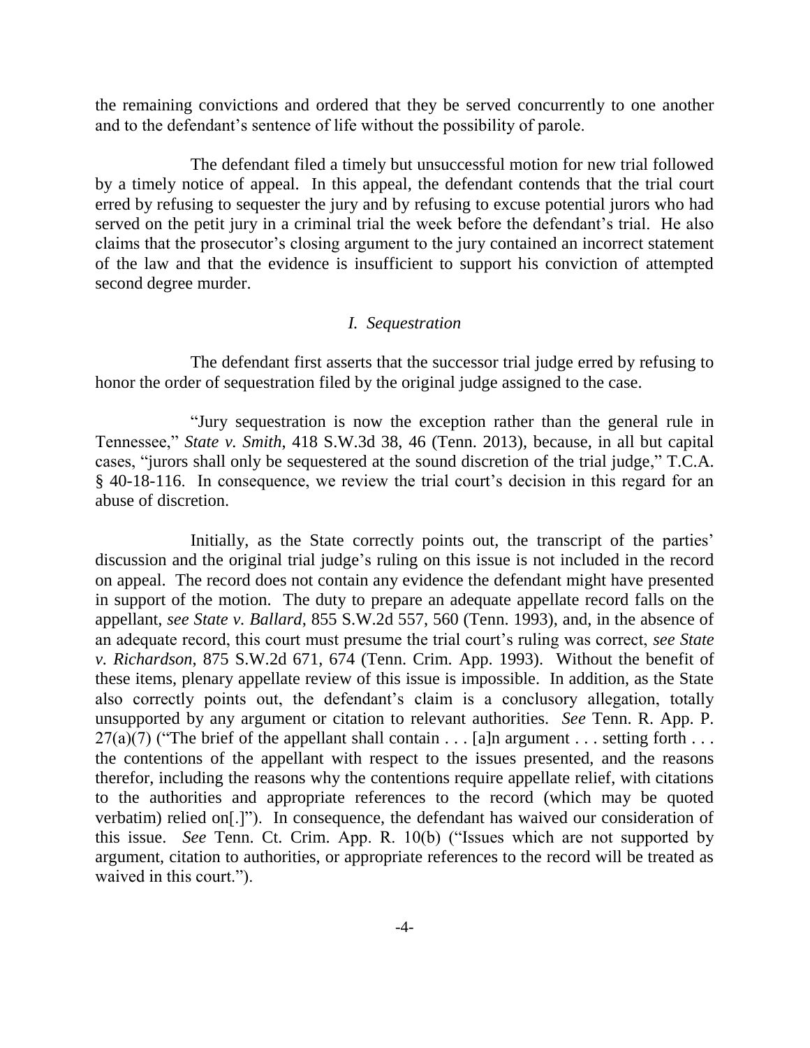the remaining convictions and ordered that they be served concurrently to one another and to the defendant's sentence of life without the possibility of parole.

The defendant filed a timely but unsuccessful motion for new trial followed by a timely notice of appeal. In this appeal, the defendant contends that the trial court erred by refusing to sequester the jury and by refusing to excuse potential jurors who had served on the petit jury in a criminal trial the week before the defendant's trial. He also claims that the prosecutor's closing argument to the jury contained an incorrect statement of the law and that the evidence is insufficient to support his conviction of attempted second degree murder.

## *I. Sequestration*

The defendant first asserts that the successor trial judge erred by refusing to honor the order of sequestration filed by the original judge assigned to the case.

"Jury sequestration is now the exception rather than the general rule in Tennessee," *State v. Smith*, 418 S.W.3d 38, 46 (Tenn. 2013), because, in all but capital cases, "jurors shall only be sequestered at the sound discretion of the trial judge," T.C.A. § 40-18-116. In consequence, we review the trial court's decision in this regard for an abuse of discretion.

Initially, as the State correctly points out, the transcript of the parties' discussion and the original trial judge's ruling on this issue is not included in the record on appeal. The record does not contain any evidence the defendant might have presented in support of the motion. The duty to prepare an adequate appellate record falls on the appellant, *see State v. Ballard*, 855 S.W.2d 557, 560 (Tenn. 1993), and, in the absence of an adequate record, this court must presume the trial court's ruling was correct, *see State v. Richardson*, 875 S.W.2d 671, 674 (Tenn. Crim. App. 1993). Without the benefit of these items, plenary appellate review of this issue is impossible. In addition, as the State also correctly points out, the defendant's claim is a conclusory allegation, totally unsupported by any argument or citation to relevant authorities. *See* Tenn. R. App. P. 27(a)(7) ("The brief of the appellant shall contain . . . [a]n argument . . . setting forth . . . the contentions of the appellant with respect to the issues presented, and the reasons therefor, including the reasons why the contentions require appellate relief, with citations to the authorities and appropriate references to the record (which may be quoted verbatim) relied on[.]"). In consequence, the defendant has waived our consideration of this issue. *See* Tenn. Ct. Crim. App. R. 10(b) ("Issues which are not supported by argument, citation to authorities, or appropriate references to the record will be treated as waived in this court.").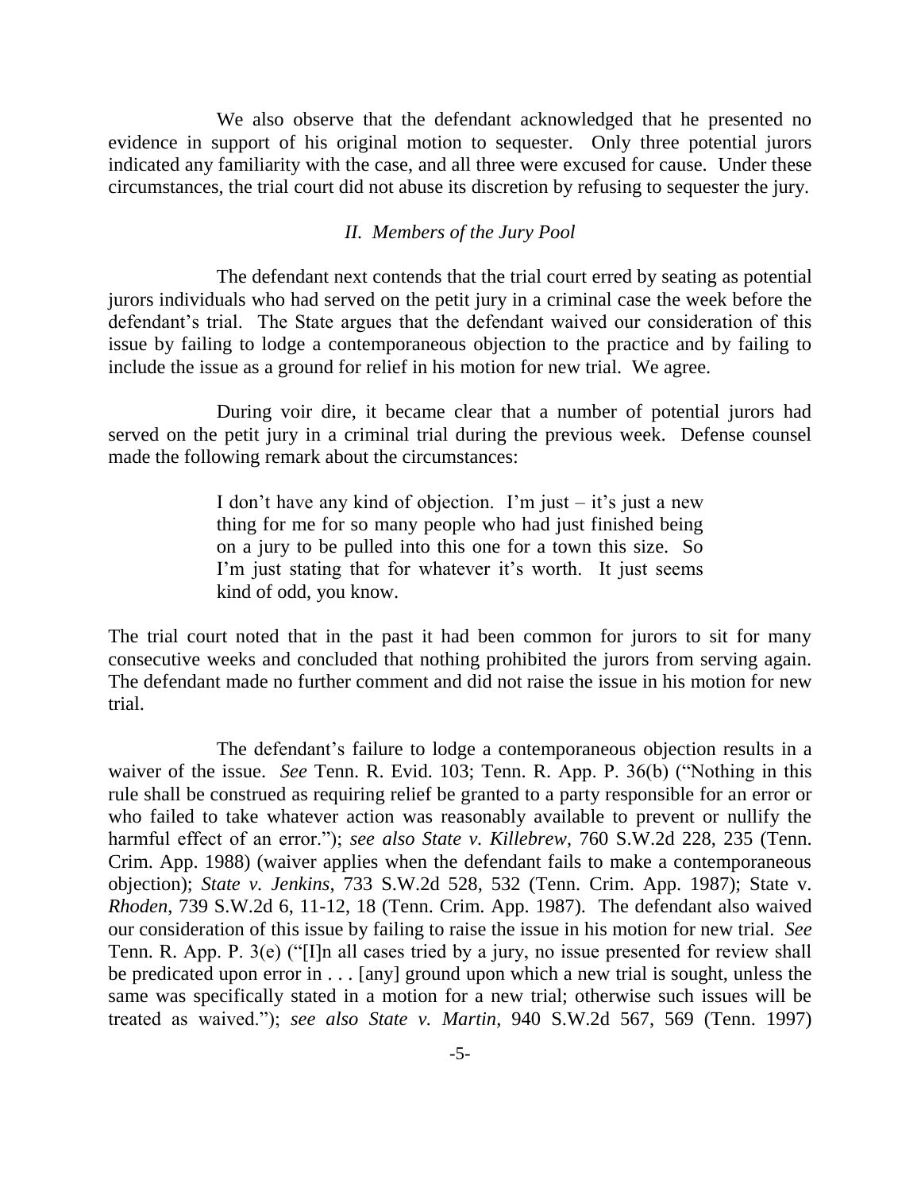We also observe that the defendant acknowledged that he presented no evidence in support of his original motion to sequester. Only three potential jurors indicated any familiarity with the case, and all three were excused for cause. Under these circumstances, the trial court did not abuse its discretion by refusing to sequester the jury.

### *II. Members of the Jury Pool*

The defendant next contends that the trial court erred by seating as potential jurors individuals who had served on the petit jury in a criminal case the week before the defendant's trial. The State argues that the defendant waived our consideration of this issue by failing to lodge a contemporaneous objection to the practice and by failing to include the issue as a ground for relief in his motion for new trial. We agree.

During voir dire, it became clear that a number of potential jurors had served on the petit jury in a criminal trial during the previous week. Defense counsel made the following remark about the circumstances:

> I don't have any kind of objection. I'm just – it's just a new thing for me for so many people who had just finished being on a jury to be pulled into this one for a town this size. So I'm just stating that for whatever it's worth. It just seems kind of odd, you know.

The trial court noted that in the past it had been common for jurors to sit for many consecutive weeks and concluded that nothing prohibited the jurors from serving again. The defendant made no further comment and did not raise the issue in his motion for new trial.

The defendant's failure to lodge a contemporaneous objection results in a waiver of the issue. *See* Tenn. R. Evid. 103; Tenn. R. App. P. 36(b) ("Nothing in this rule shall be construed as requiring relief be granted to a party responsible for an error or who failed to take whatever action was reasonably available to prevent or nullify the harmful effect of an error."); *see also State v. Killebrew*, 760 S.W.2d 228, 235 (Tenn. Crim. App. 1988) (waiver applies when the defendant fails to make a contemporaneous objection); *State v. Jenkins*, 733 S.W.2d 528, 532 (Tenn. Crim. App. 1987); State v. *Rhoden*, 739 S.W.2d 6, 11-12, 18 (Tenn. Crim. App. 1987). The defendant also waived our consideration of this issue by failing to raise the issue in his motion for new trial. *See* Tenn. R. App. P. 3(e) ("[I]n all cases tried by a jury, no issue presented for review shall be predicated upon error in . . . [any] ground upon which a new trial is sought, unless the same was specifically stated in a motion for a new trial; otherwise such issues will be treated as waived."); *see also State v. Martin*, 940 S.W.2d 567, 569 (Tenn. 1997)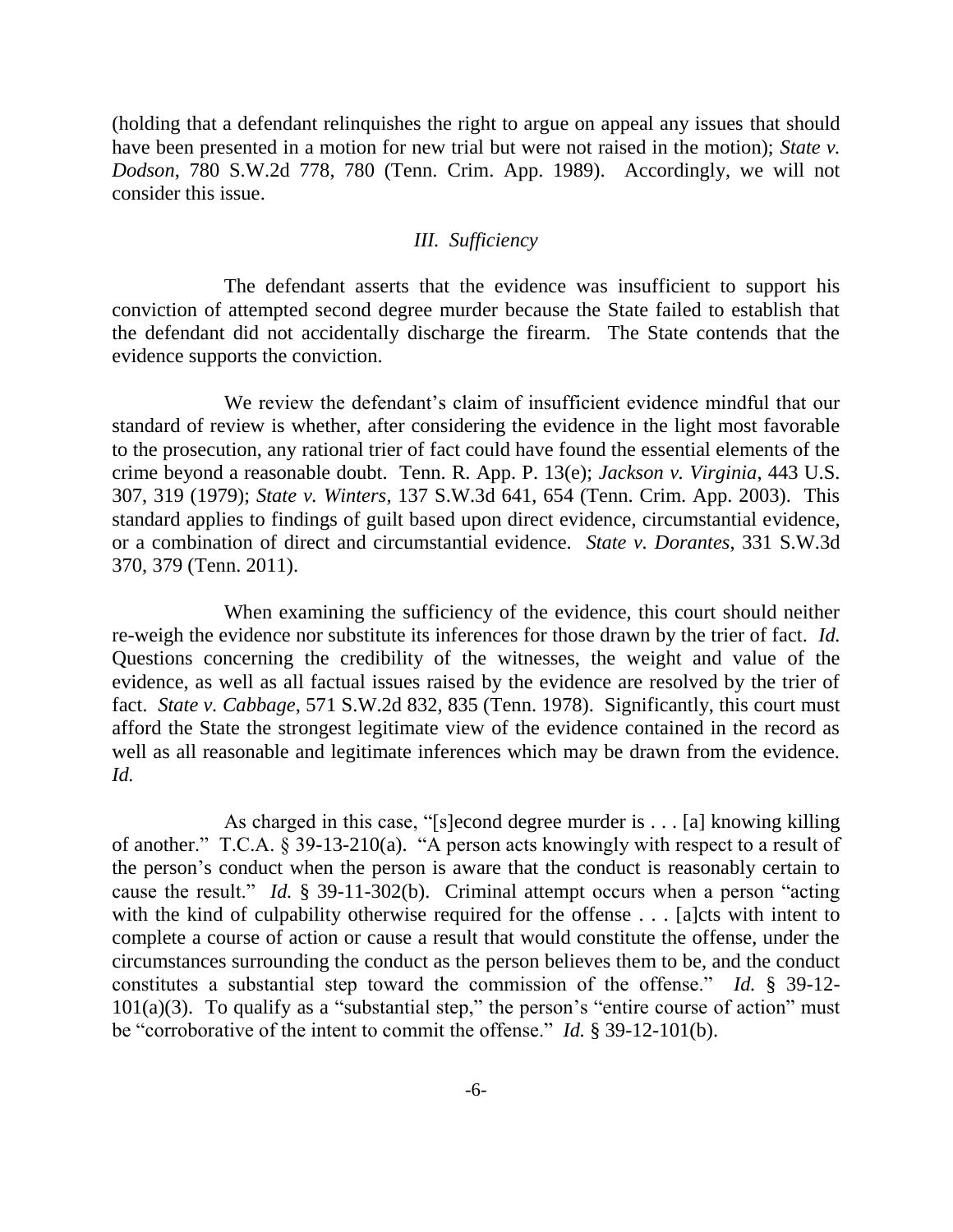(holding that a defendant relinquishes the right to argue on appeal any issues that should have been presented in a motion for new trial but were not raised in the motion); *State v. Dodson*, 780 S.W.2d 778, 780 (Tenn. Crim. App. 1989). Accordingly, we will not consider this issue.

### *III. Sufficiency*

The defendant asserts that the evidence was insufficient to support his conviction of attempted second degree murder because the State failed to establish that the defendant did not accidentally discharge the firearm. The State contends that the evidence supports the conviction.

We review the defendant's claim of insufficient evidence mindful that our standard of review is whether, after considering the evidence in the light most favorable to the prosecution, any rational trier of fact could have found the essential elements of the crime beyond a reasonable doubt. Tenn. R. App. P. 13(e); *Jackson v. Virginia*, 443 U.S. 307, 319 (1979); *State v. Winters*, 137 S.W.3d 641, 654 (Tenn. Crim. App. 2003). This standard applies to findings of guilt based upon direct evidence, circumstantial evidence, or a combination of direct and circumstantial evidence. *State v. Dorantes*, 331 S.W.3d 370, 379 (Tenn. 2011).

When examining the sufficiency of the evidence, this court should neither re-weigh the evidence nor substitute its inferences for those drawn by the trier of fact. *Id.* Questions concerning the credibility of the witnesses, the weight and value of the evidence, as well as all factual issues raised by the evidence are resolved by the trier of fact. *State v. Cabbage*, 571 S.W.2d 832, 835 (Tenn. 1978). Significantly, this court must afford the State the strongest legitimate view of the evidence contained in the record as well as all reasonable and legitimate inferences which may be drawn from the evidence. *Id.*

As charged in this case, "[s]econd degree murder is . . . [a] knowing killing of another." T.C.A. § 39-13-210(a). "A person acts knowingly with respect to a result of the person's conduct when the person is aware that the conduct is reasonably certain to cause the result." *Id.* § 39-11-302(b). Criminal attempt occurs when a person "acting with the kind of culpability otherwise required for the offense . . . [a]cts with intent to complete a course of action or cause a result that would constitute the offense, under the circumstances surrounding the conduct as the person believes them to be, and the conduct constitutes a substantial step toward the commission of the offense." *Id.* § 39-12-101(a)(3). To qualify as a "substantial step," the person's "entire course of action" must be "corroborative of the intent to commit the offense." *Id.* § 39-12-101(b).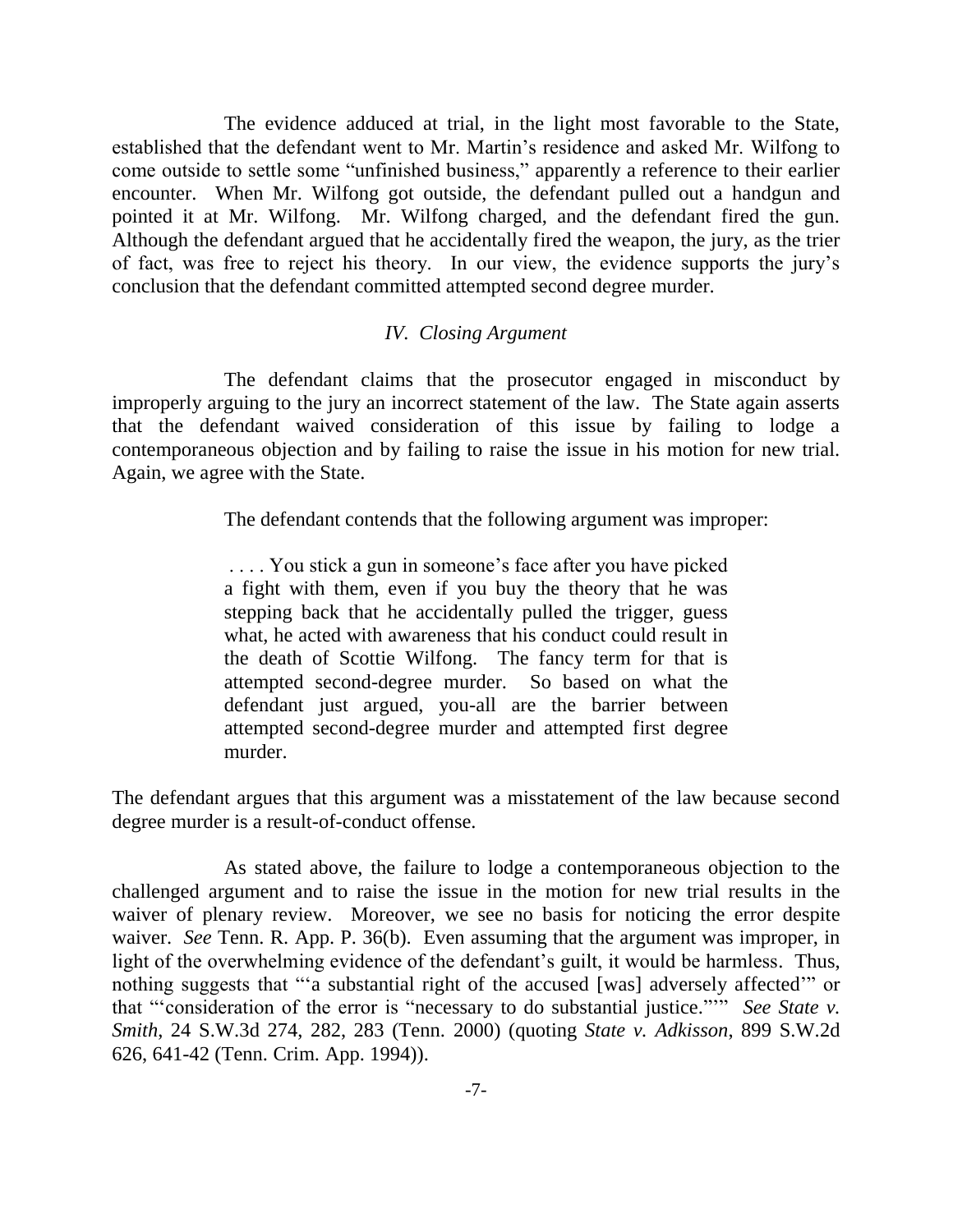The evidence adduced at trial, in the light most favorable to the State, established that the defendant went to Mr. Martin's residence and asked Mr. Wilfong to come outside to settle some "unfinished business," apparently a reference to their earlier encounter. When Mr. Wilfong got outside, the defendant pulled out a handgun and pointed it at Mr. Wilfong. Mr. Wilfong charged, and the defendant fired the gun. Although the defendant argued that he accidentally fired the weapon, the jury, as the trier of fact, was free to reject his theory. In our view, the evidence supports the jury's conclusion that the defendant committed attempted second degree murder.

*IV. Closing Argument*

The defendant claims that the prosecutor engaged in misconduct by improperly arguing to the jury an incorrect statement of the law. The State again asserts that the defendant waived consideration of this issue by failing to lodge a contemporaneous objection and by failing to raise the issue in his motion for new trial. Again, we agree with the State.

The defendant contends that the following argument was improper:

> . . . . You stick a gun in someone's face after you have picked a fight with them, even if you buy the theory that he was stepping back that he accidentally pulled the trigger, guess what, he acted with awareness that his conduct could result in the death of Scottie Wilfong. The fancy term for that is attempted second-degree murder. So based on what the defendant just argued, you-all are the barrier between attempted second-degree murder and attempted first degree murder.

The defendant argues that this argument was a misstatement of the law because second degree murder is a result-of-conduct offense.

As stated above, the failure to lodge a contemporaneous objection to the challenged argument and to raise the issue in the motion for new trial results in the waiver of plenary review. Moreover, we see no basis for noticing the error despite waiver. *See* Tenn. R. App. P. 36(b). Even assuming that the argument was improper, in light of the overwhelming evidence of the defendant's guilt, it would be harmless. Thus, nothing suggests that "'a substantial right of the accused [was] adversely affected'" or that "'consideration of the error is "necessary to do substantial justice."'" *See State v. Smith*, 24 S.W.3d 274, 282, 283 (Tenn. 2000) (quoting *State v. Adkisson*, 899 S.W.2d 626, 641-42 (Tenn. Crim. App. 1994)).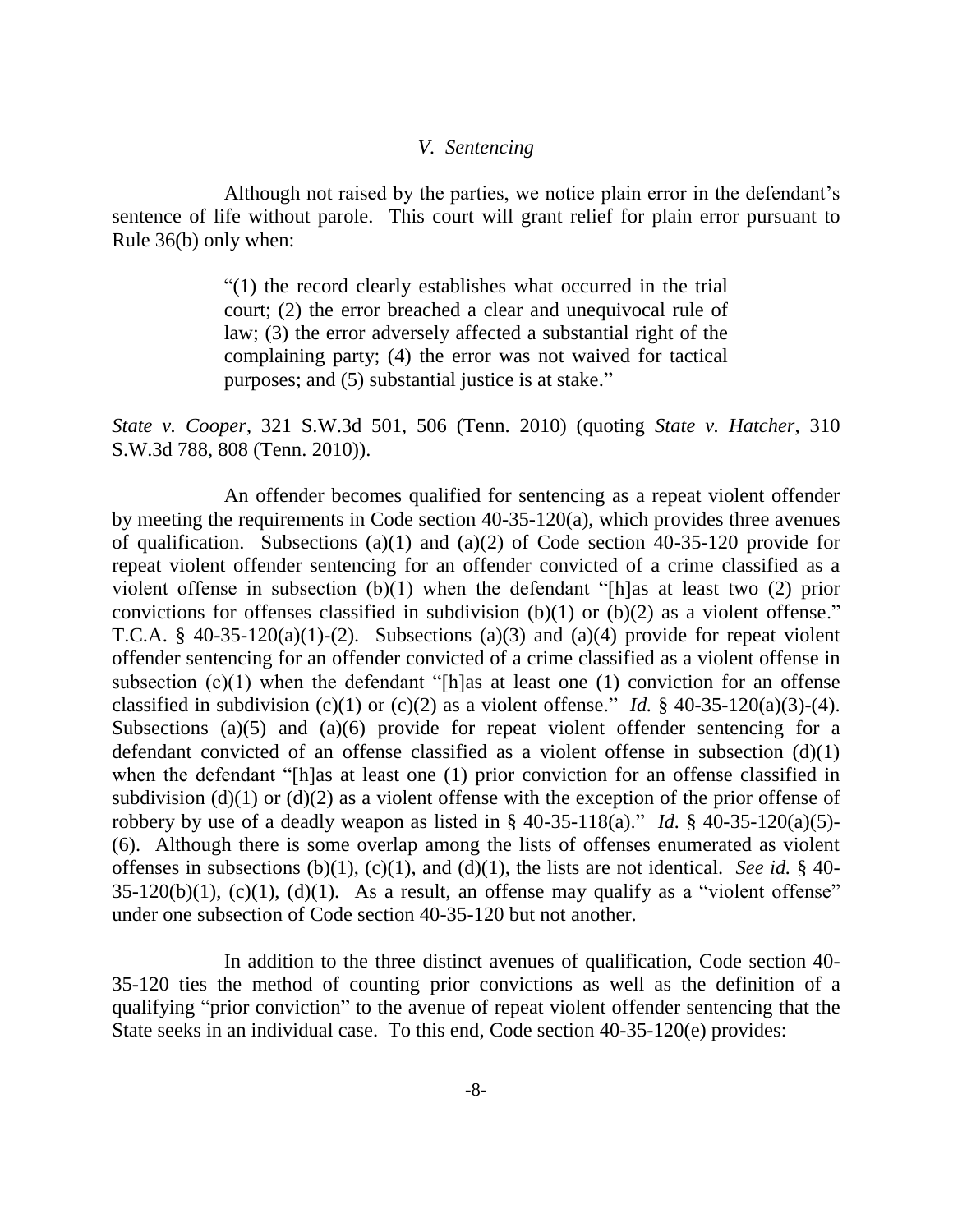### *V. Sentencing*

Although not raised by the parties, we notice plain error in the defendant's sentence of life without parole. This court will grant relief for plain error pursuant to Rule 36(b) only when:

> "(1) the record clearly establishes what occurred in the trial court; (2) the error breached a clear and unequivocal rule of law; (3) the error adversely affected a substantial right of the complaining party; (4) the error was not waived for tactical purposes; and (5) substantial justice is at stake."

*State v. Cooper*, 321 S.W.3d 501, 506 (Tenn. 2010) (quoting *State v. Hatcher*, 310 S.W.3d 788, 808 (Tenn. 2010)).

An offender becomes qualified for sentencing as a repeat violent offender by meeting the requirements in Code section 40-35-120(a), which provides three avenues of qualification. Subsections (a)(1) and (a)(2) of Code section 40-35-120 provide for repeat violent offender sentencing for an offender convicted of a crime classified as a violent offense in subsection (b)(1) when the defendant "[h]as at least two (2) prior convictions for offenses classified in subdivision (b)(1) or (b)(2) as a violent offense." T.C.A. § 40-35-120(a)(1)-(2). Subsections (a)(3) and (a)(4) provide for repeat violent offender sentencing for an offender convicted of a crime classified as a violent offense in subsection (c)(1) when the defendant "[h]as at least one (1) conviction for an offense classified in subdivision (c)(1) or (c)(2) as a violent offense." *Id.* § 40-35-120(a)(3)-(4). Subsections (a)(5) and (a)(6) provide for repeat violent offender sentencing for a defendant convicted of an offense classified as a violent offense in subsection (d)(1) when the defendant "[h]as at least one (1) prior conviction for an offense classified in subdivision (d)(1) or (d)(2) as a violent offense with the exception of the prior offense of robbery by use of a deadly weapon as listed in § 40-35-118(a)." *Id.* § 40-35-120(a)(5)-(6). Although there is some overlap among the lists of offenses enumerated as violent offenses in subsections (b)(1), (c)(1), and (d)(1), the lists are not identical. *See id.* § 40-35-120(b)(1), (c)(1), (d)(1). As a result, an offense may qualify as a "violent offense" under one subsection of Code section 40-35-120 but not another.

In addition to the three distinct avenues of qualification, Code section 40-35-120 ties the method of counting prior convictions as well as the definition of a qualifying "prior conviction" to the avenue of repeat violent offender sentencing that the State seeks in an individual case. To this end, Code section 40-35-120(e) provides: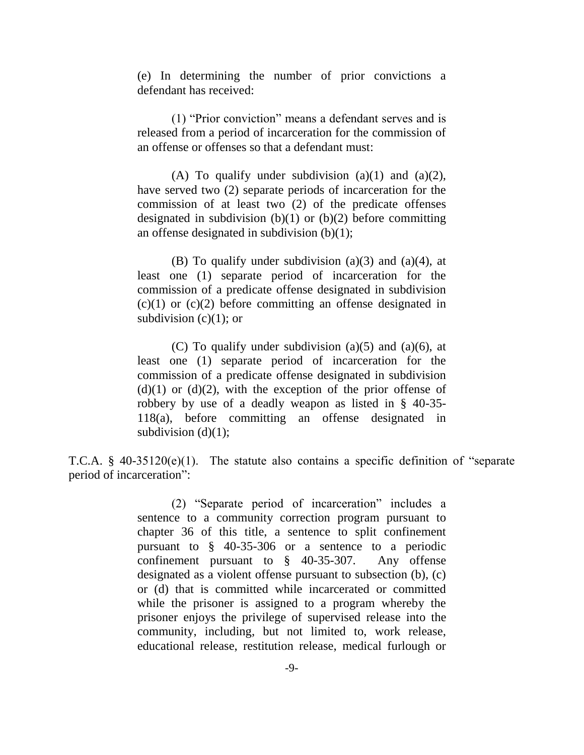> (e) In determining the number of prior convictions a defendant has received:
>
> (1) "Prior conviction" means a defendant serves and is released from a period of incarceration for the commission of an offense or offenses so that a defendant must:
>
> (A) To qualify under subdivision (a)(1) and (a)(2), have served two (2) separate periods of incarceration for the commission of at least two (2) of the predicate offenses designated in subdivision (b)(1) or (b)(2) before committing an offense designated in subdivision (b)(1);
>
> (B) To qualify under subdivision (a)(3) and (a)(4), at least one (1) separate period of incarceration for the commission of a predicate offense designated in subdivision (c)(1) or (c)(2) before committing an offense designated in subdivision (c)(1); or
>
> (C) To qualify under subdivision (a)(5) and (a)(6), at least one (1) separate period of incarceration for the commission of a predicate offense designated in subdivision (d)(1) or (d)(2), with the exception of the prior offense of robbery by use of a deadly weapon as listed in § 40-35-118(a), before committing an offense designated in subdivision (d)(1);

T.C.A. § 40-35120(e)(1). The statute also contains a specific definition of "separate period of incarceration":

> (2) "Separate period of incarceration" includes a sentence to a community correction program pursuant to chapter 36 of this title, a sentence to split confinement pursuant to § 40-35-306 or a sentence to a periodic confinement pursuant to § 40-35-307. Any offense designated as a violent offense pursuant to subsection (b), (c) or (d) that is committed while incarcerated or committed while the prisoner is assigned to a program whereby the prisoner enjoys the privilege of supervised release into the community, including, but not limited to, work release, educational release, restitution release, medical furlough or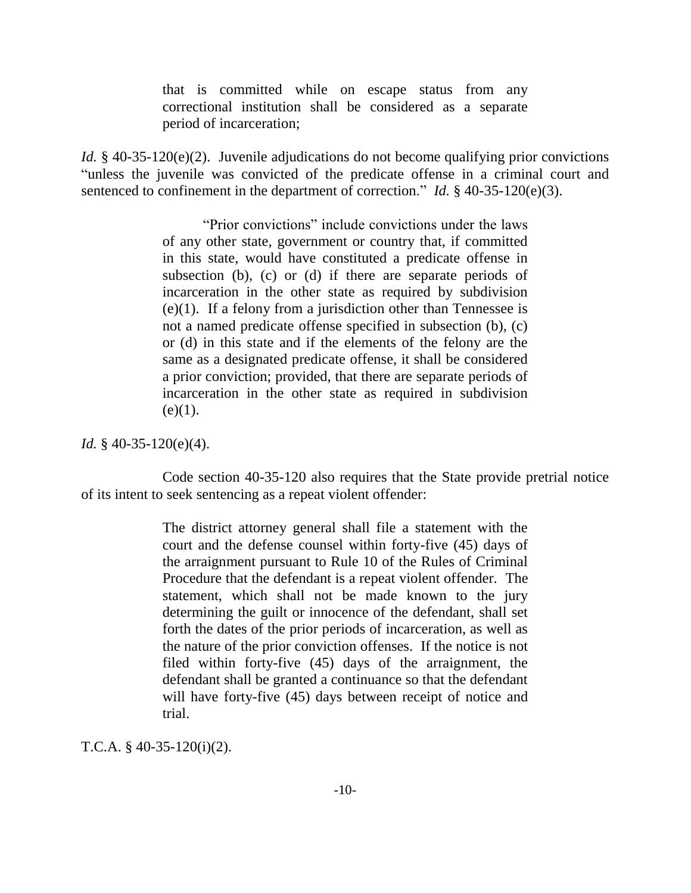> that is committed while on escape status from any correctional institution shall be considered as a separate period of incarceration;

*Id.* § 40-35-120(e)(2). Juvenile adjudications do not become qualifying prior convictions "unless the juvenile was convicted of the predicate offense in a criminal court and sentenced to confinement in the department of correction." *Id.* § 40-35-120(e)(3).

> "Prior convictions" include convictions under the laws of any other state, government or country that, if committed in this state, would have constituted a predicate offense in subsection (b), (c) or (d) if there are separate periods of incarceration in the other state as required by subdivision (e)(1). If a felony from a jurisdiction other than Tennessee is not a named predicate offense specified in subsection (b), (c) or (d) in this state and if the elements of the felony are the same as a designated predicate offense, it shall be considered a prior conviction; provided, that there are separate periods of incarceration in the other state as required in subdivision (e)(1).

*Id.* § 40-35-120(e)(4).

Code section 40-35-120 also requires that the State provide pretrial notice of its intent to seek sentencing as a repeat violent offender:

> The district attorney general shall file a statement with the court and the defense counsel within forty-five (45) days of the arraignment pursuant to Rule 10 of the Rules of Criminal Procedure that the defendant is a repeat violent offender. The statement, which shall not be made known to the jury determining the guilt or innocence of the defendant, shall set forth the dates of the prior periods of incarceration, as well as the nature of the prior conviction offenses. If the notice is not filed within forty-five (45) days of the arraignment, the defendant shall be granted a continuance so that the defendant will have forty-five (45) days between receipt of notice and trial.

T.C.A. § 40-35-120(i)(2).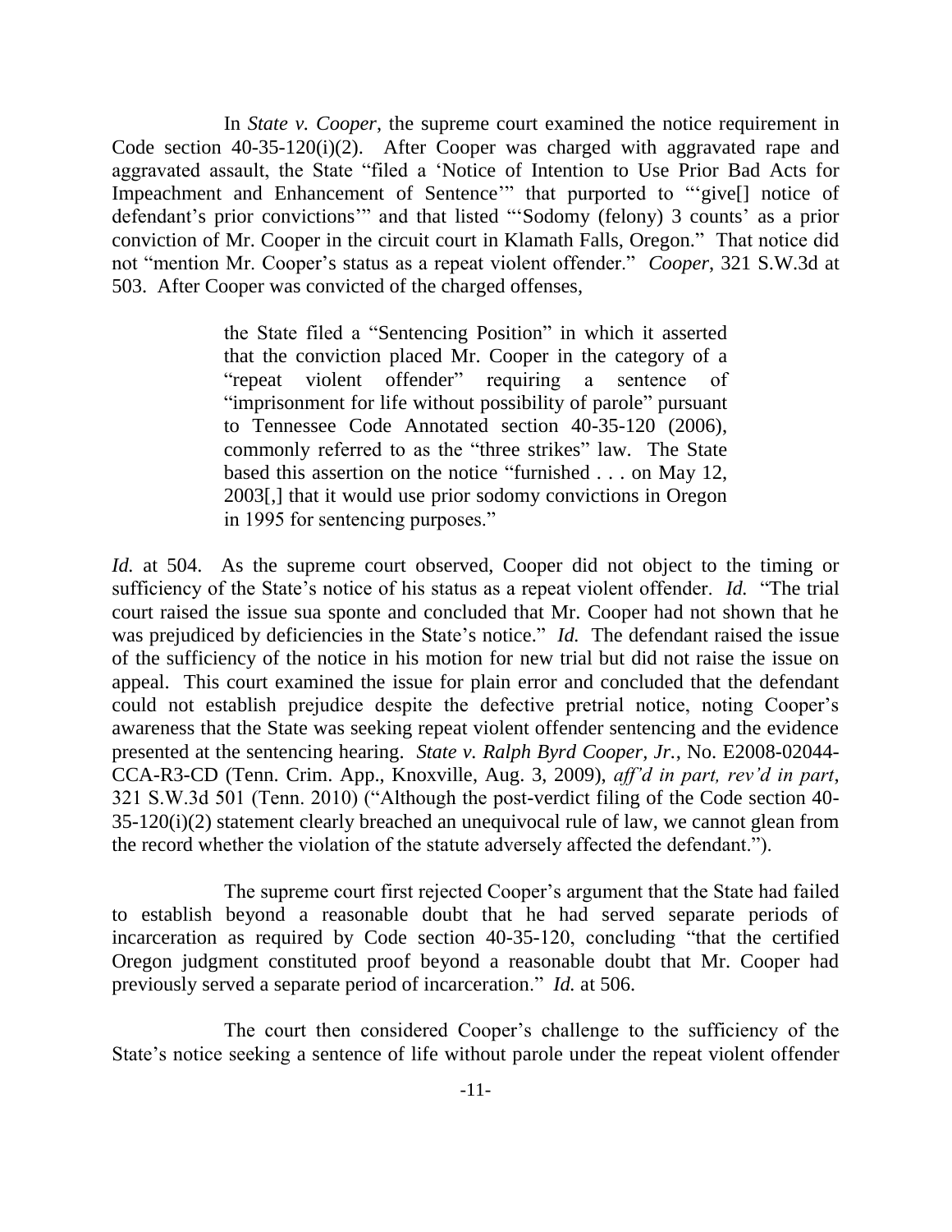In *State v. Cooper*, the supreme court examined the notice requirement in Code section 40-35-120(i)(2). After Cooper was charged with aggravated rape and aggravated assault, the State "filed a 'Notice of Intention to Use Prior Bad Acts for Impeachment and Enhancement of Sentence'" that purported to "'give[] notice of defendant's prior convictions'" and that listed "'Sodomy (felony) 3 counts' as a prior conviction of Mr. Cooper in the circuit court in Klamath Falls, Oregon." That notice did not "mention Mr. Cooper's status as a repeat violent offender." *Cooper*, 321 S.W.3d at 503. After Cooper was convicted of the charged offenses,

> the State filed a "Sentencing Position" in which it asserted that the conviction placed Mr. Cooper in the category of a "repeat violent offender" requiring a sentence of "imprisonment for life without possibility of parole" pursuant to Tennessee Code Annotated section 40-35-120 (2006), commonly referred to as the "three strikes" law. The State based this assertion on the notice "furnished . . . on May 12, 2003[,] that it would use prior sodomy convictions in Oregon in 1995 for sentencing purposes."

*Id.* at 504. As the supreme court observed, Cooper did not object to the timing or sufficiency of the State's notice of his status as a repeat violent offender. *Id.* "The trial court raised the issue sua sponte and concluded that Mr. Cooper had not shown that he was prejudiced by deficiencies in the State's notice." *Id.* The defendant raised the issue of the sufficiency of the notice in his motion for new trial but did not raise the issue on appeal. This court examined the issue for plain error and concluded that the defendant could not establish prejudice despite the defective pretrial notice, noting Cooper's awareness that the State was seeking repeat violent offender sentencing and the evidence presented at the sentencing hearing. *State v. Ralph Byrd Cooper, Jr.*, No. E2008-02044-CCA-R3-CD (Tenn. Crim. App., Knoxville, Aug. 3, 2009), *aff'd in part, rev'd in part*, 321 S.W.3d 501 (Tenn. 2010) ("Although the post-verdict filing of the Code section 40-35-120(i)(2) statement clearly breached an unequivocal rule of law, we cannot glean from the record whether the violation of the statute adversely affected the defendant.").

The supreme court first rejected Cooper's argument that the State had failed to establish beyond a reasonable doubt that he had served separate periods of incarceration as required by Code section 40-35-120, concluding "that the certified Oregon judgment constituted proof beyond a reasonable doubt that Mr. Cooper had previously served a separate period of incarceration." *Id.* at 506.

The court then considered Cooper's challenge to the sufficiency of the State's notice seeking a sentence of life without parole under the repeat violent offender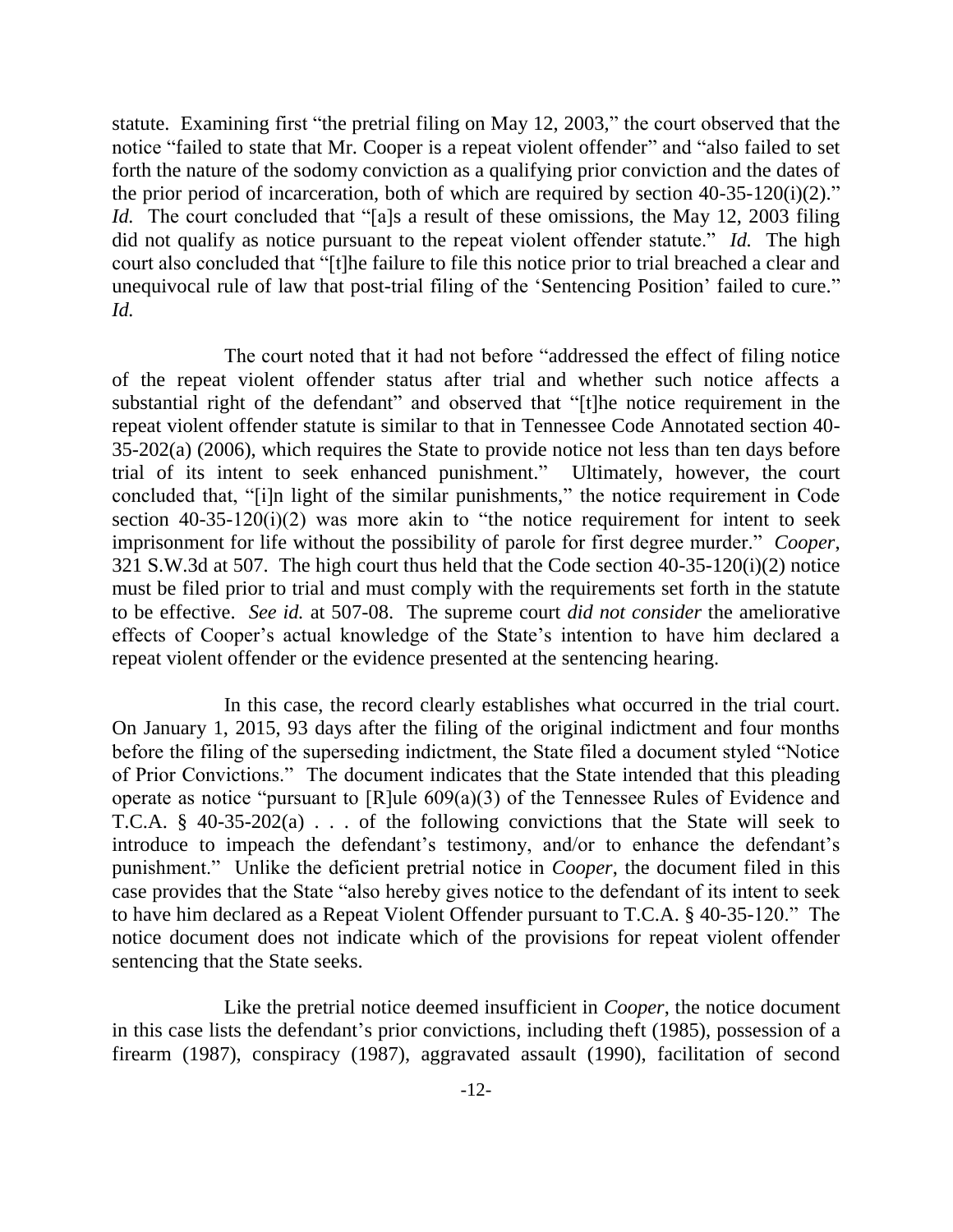statute. Examining first "the pretrial filing on May 12, 2003," the court observed that the notice "failed to state that Mr. Cooper is a repeat violent offender" and "also failed to set forth the nature of the sodomy conviction as a qualifying prior conviction and the dates of the prior period of incarceration, both of which are required by section 40-35-120(i)(2)." *Id.* The court concluded that "[a]s a result of these omissions, the May 12, 2003 filing did not qualify as notice pursuant to the repeat violent offender statute." *Id.* The high court also concluded that "[t]he failure to file this notice prior to trial breached a clear and unequivocal rule of law that post-trial filing of the 'Sentencing Position' failed to cure." *Id.*

The court noted that it had not before "addressed the effect of filing notice of the repeat violent offender status after trial and whether such notice affects a substantial right of the defendant" and observed that "[t]he notice requirement in the repeat violent offender statute is similar to that in Tennessee Code Annotated section 40-35-202(a) (2006), which requires the State to provide notice not less than ten days before trial of its intent to seek enhanced punishment." Ultimately, however, the court concluded that, "[i]n light of the similar punishments," the notice requirement in Code section 40-35-120(i)(2) was more akin to "the notice requirement for intent to seek imprisonment for life without the possibility of parole for first degree murder." *Cooper*, 321 S.W.3d at 507. The high court thus held that the Code section 40-35-120(i)(2) notice must be filed prior to trial and must comply with the requirements set forth in the statute to be effective. *See id.* at 507-08. The supreme court *did not consider* the ameliorative effects of Cooper's actual knowledge of the State's intention to have him declared a repeat violent offender or the evidence presented at the sentencing hearing.

In this case, the record clearly establishes what occurred in the trial court. On January 1, 2015, 93 days after the filing of the original indictment and four months before the filing of the superseding indictment, the State filed a document styled "Notice of Prior Convictions." The document indicates that the State intended that this pleading operate as notice "pursuant to [R]ule 609(a)(3) of the Tennessee Rules of Evidence and T.C.A. § 40-35-202(a) . . . of the following convictions that the State will seek to introduce to impeach the defendant's testimony, and/or to enhance the defendant's punishment." Unlike the deficient pretrial notice in *Cooper*, the document filed in this case provides that the State "also hereby gives notice to the defendant of its intent to seek to have him declared as a Repeat Violent Offender pursuant to T.C.A. § 40-35-120." The notice document does not indicate which of the provisions for repeat violent offender sentencing that the State seeks.

Like the pretrial notice deemed insufficient in *Cooper*, the notice document in this case lists the defendant's prior convictions, including theft (1985), possession of a firearm (1987), conspiracy (1987), aggravated assault (1990), facilitation of second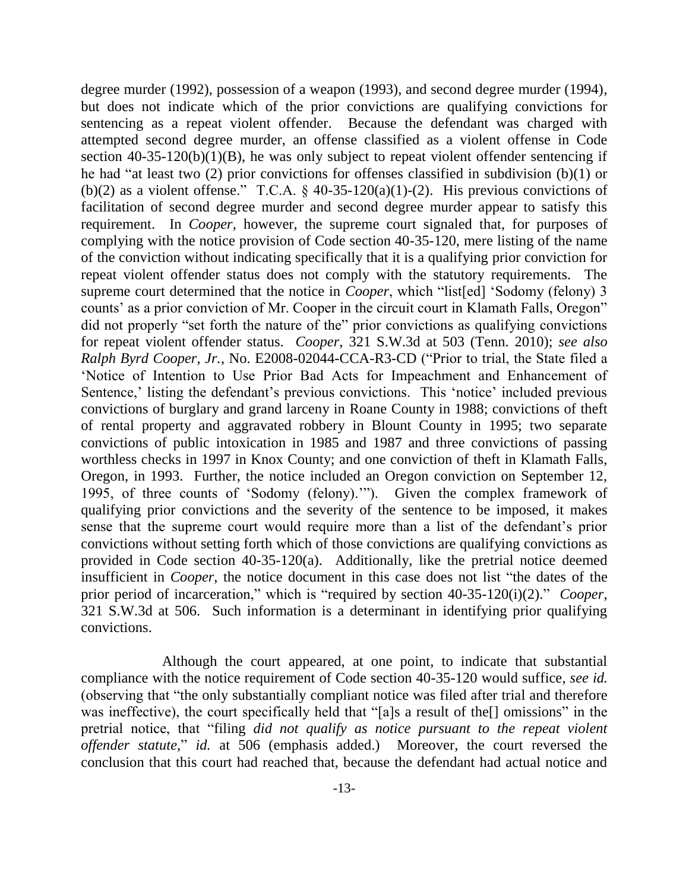degree murder (1992), possession of a weapon (1993), and second degree murder (1994), but does not indicate which of the prior convictions are qualifying convictions for sentencing as a repeat violent offender. Because the defendant was charged with attempted second degree murder, an offense classified as a violent offense in Code section 40-35-120(b)(1)(B), he was only subject to repeat violent offender sentencing if he had "at least two (2) prior convictions for offenses classified in subdivision (b)(1) or (b)(2) as a violent offense." T.C.A. § 40-35-120(a)(1)-(2). His previous convictions of facilitation of second degree murder and second degree murder appear to satisfy this requirement. In *Cooper*, however, the supreme court signaled that, for purposes of complying with the notice provision of Code section 40-35-120, mere listing of the name of the conviction without indicating specifically that it is a qualifying prior conviction for repeat violent offender status does not comply with the statutory requirements. The supreme court determined that the notice in *Cooper*, which "list[ed] 'Sodomy (felony) 3 counts' as a prior conviction of Mr. Cooper in the circuit court in Klamath Falls, Oregon" did not properly "set forth the nature of the" prior convictions as qualifying convictions for repeat violent offender status. *Cooper*, 321 S.W.3d at 503 (Tenn. 2010); *see also Ralph Byrd Cooper, Jr.*, No. E2008-02044-CCA-R3-CD ("Prior to trial, the State filed a 'Notice of Intention to Use Prior Bad Acts for Impeachment and Enhancement of Sentence,' listing the defendant's previous convictions. This 'notice' included previous convictions of burglary and grand larceny in Roane County in 1988; convictions of theft of rental property and aggravated robbery in Blount County in 1995; two separate convictions of public intoxication in 1985 and 1987 and three convictions of passing worthless checks in 1997 in Knox County; and one conviction of theft in Klamath Falls, Oregon, in 1993. Further, the notice included an Oregon conviction on September 12, 1995, of three counts of 'Sodomy (felony).'"). Given the complex framework of qualifying prior convictions and the severity of the sentence to be imposed, it makes sense that the supreme court would require more than a list of the defendant's prior convictions without setting forth which of those convictions are qualifying convictions as provided in Code section 40-35-120(a). Additionally, like the pretrial notice deemed insufficient in *Cooper*, the notice document in this case does not list "the dates of the prior period of incarceration," which is "required by section 40-35-120(i)(2)." *Cooper*, 321 S.W.3d at 506. Such information is a determinant in identifying prior qualifying convictions.

Although the court appeared, at one point, to indicate that substantial compliance with the notice requirement of Code section 40-35-120 would suffice, *see id.* (observing that "the only substantially compliant notice was filed after trial and therefore was ineffective), the court specifically held that "[a]s a result of the[] omissions" in the pretrial notice, that "filing *did not qualify as notice pursuant to the repeat violent offender statute*," *id.* at 506 (emphasis added.) Moreover, the court reversed the conclusion that this court had reached that, because the defendant had actual notice and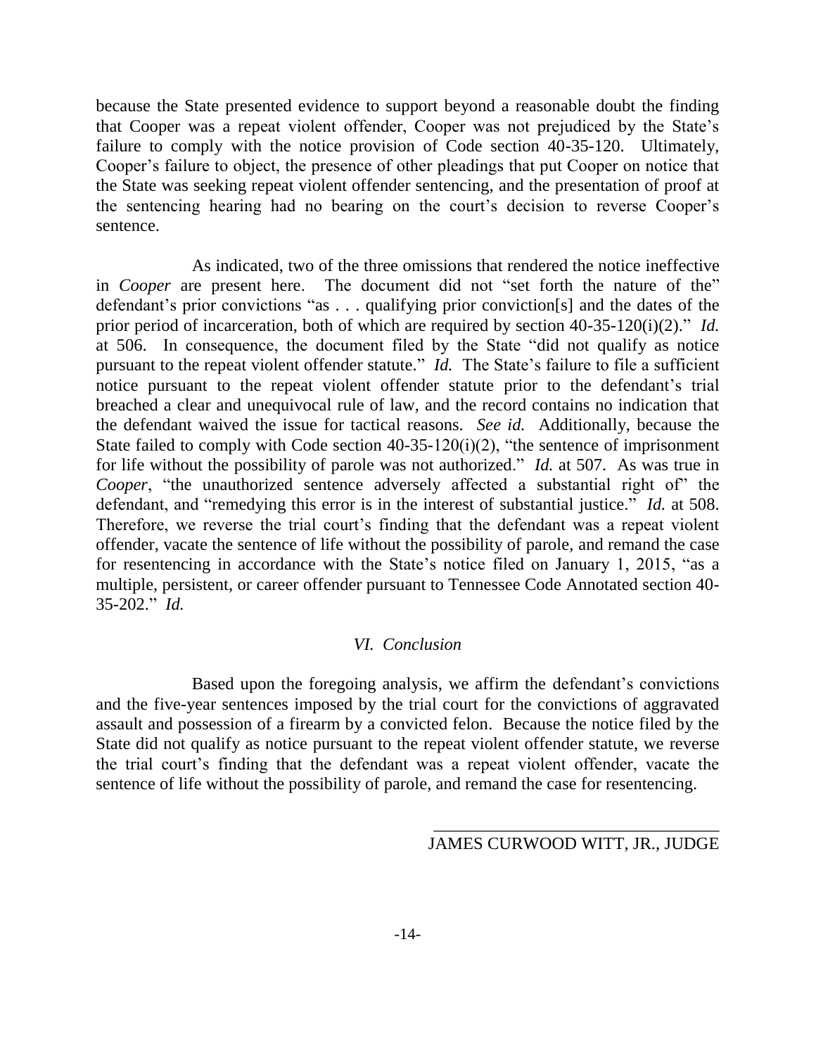because the State presented evidence to support beyond a reasonable doubt the finding that Cooper was a repeat violent offender, Cooper was not prejudiced by the State's failure to comply with the notice provision of Code section 40-35-120. Ultimately, Cooper's failure to object, the presence of other pleadings that put Cooper on notice that the State was seeking repeat violent offender sentencing, and the presentation of proof at the sentencing hearing had no bearing on the court's decision to reverse Cooper's sentence.

As indicated, two of the three omissions that rendered the notice ineffective in *Cooper* are present here. The document did not "set forth the nature of the" defendant's prior convictions "as . . . qualifying prior conviction[s] and the dates of the prior period of incarceration, both of which are required by section 40-35-120(i)(2)." *Id.* at 506. In consequence, the document filed by the State "did not qualify as notice pursuant to the repeat violent offender statute." *Id.* The State's failure to file a sufficient notice pursuant to the repeat violent offender statute prior to the defendant's trial breached a clear and unequivocal rule of law, and the record contains no indication that the defendant waived the issue for tactical reasons. *See id.* Additionally, because the State failed to comply with Code section 40-35-120(i)(2), "the sentence of imprisonment for life without the possibility of parole was not authorized." *Id.* at 507. As was true in *Cooper*, "the unauthorized sentence adversely affected a substantial right of" the defendant, and "remedying this error is in the interest of substantial justice." *Id.* at 508. Therefore, we reverse the trial court's finding that the defendant was a repeat violent offender, vacate the sentence of life without the possibility of parole, and remand the case for resentencing in accordance with the State's notice filed on January 1, 2015, "as a multiple, persistent, or career offender pursuant to Tennessee Code Annotated section 40-35-202." *Id.*

## *VI. Conclusion*

Based upon the foregoing analysis, we affirm the defendant's convictions and the five-year sentences imposed by the trial court for the convictions of aggravated assault and possession of a firearm by a convicted felon. Because the notice filed by the State did not qualify as notice pursuant to the repeat violent offender statute, we reverse the trial court's finding that the defendant was a repeat violent offender, vacate the sentence of life without the possibility of parole, and remand the case for resentencing.

\_\_\_\_\_\_\_\_\_\_\_\_\_\_\_\_\_\_\_\_\_\_\_\_\_\_\_\_\_\_\_\_\_\_\_

JAMES CURWOOD WITT, JR., JUDGE